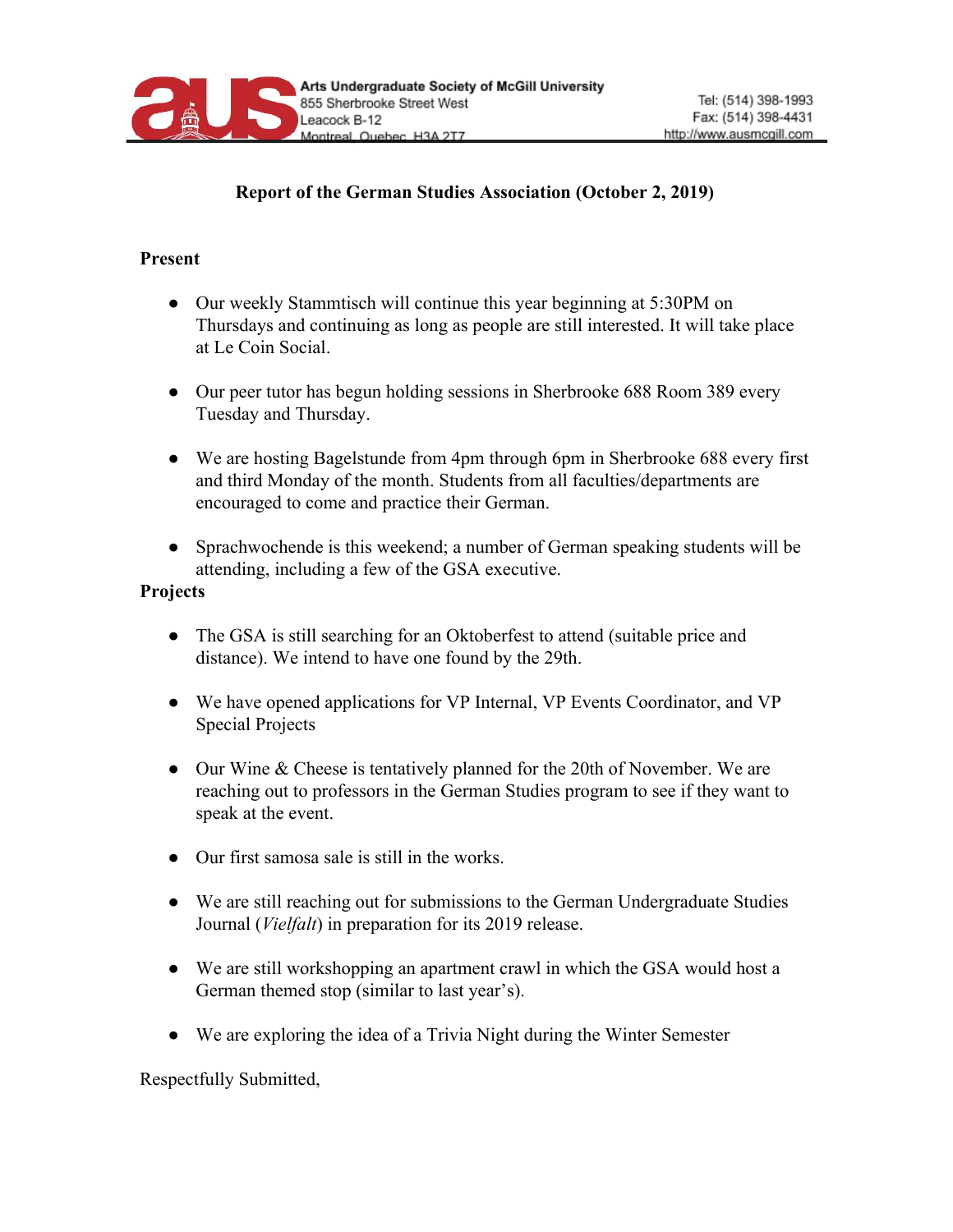Arts Undergraduate Society of McGill University
855 Sherbrooke Street West
Leacock B-12
Montreal, Quebec, H3A 2T7

Tel: (514) 398-1993
Fax: (514) 398-4431
http://www.ausmcgill.com

**Report of the German Studies Association (October 2, 2019)**

**Present**

- Our weekly Stammtisch will continue this year beginning at 5:30PM on Thursdays and continuing as long as people are still interested. It will take place at Le Coin Social.
- Our peer tutor has begun holding sessions in Sherbrooke 688 Room 389 every Tuesday and Thursday.
- We are hosting Bagelstunde from 4pm through 6pm in Sherbrooke 688 every first and third Monday of the month. Students from all faculties/departments are encouraged to come and practice their German.
- Sprachwochende is this weekend; a number of German speaking students will be attending, including a few of the GSA executive.

**Projects**

- The GSA is still searching for an Oktoberfest to attend (suitable price and distance). We intend to have one found by the 29th.
- We have opened applications for VP Internal, VP Events Coordinator, and VP Special Projects
- Our Wine & Cheese is tentatively planned for the 20th of November. We are reaching out to professors in the German Studies program to see if they want to speak at the event.
- Our first samosa sale is still in the works.
- We are still reaching out for submissions to the German Undergraduate Studies Journal (*Vielfalt*) in preparation for its 2019 release.
- We are still workshopping an apartment crawl in which the GSA would host a German themed stop (similar to last year's).
- We are exploring the idea of a Trivia Night during the Winter Semester

Respectfully Submitted,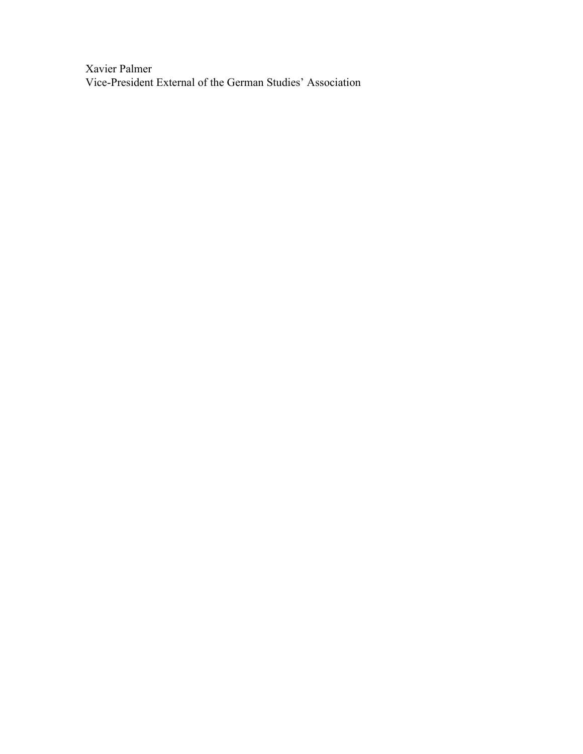Xavier Palmer
Vice-President External of the German Studies' Association